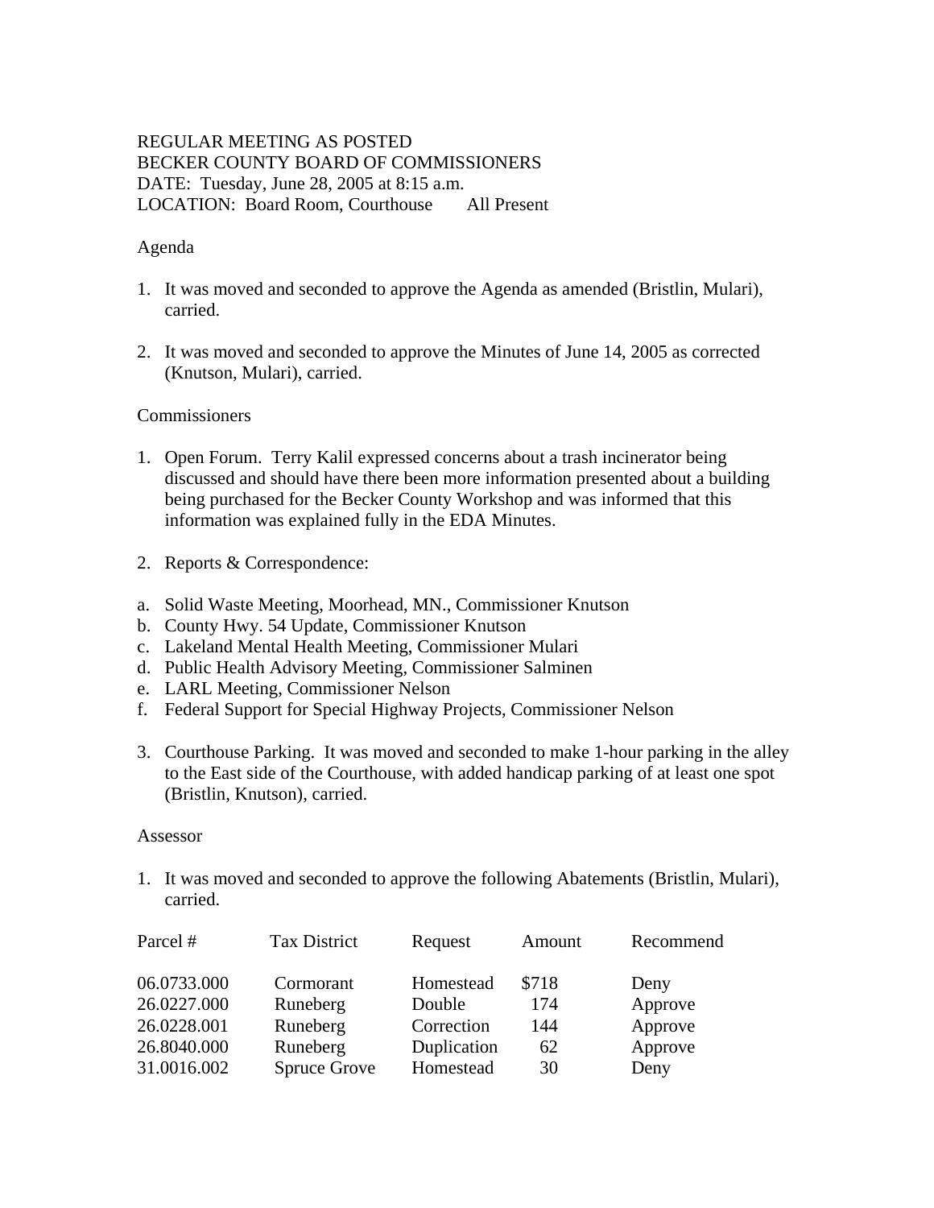REGULAR MEETING AS POSTED
BECKER COUNTY BOARD OF COMMISSIONERS
DATE: Tuesday, June 28, 2005 at 8:15 a.m.
LOCATION: Board Room, Courthouse All Present

Agenda

1. It was moved and seconded to approve the Agenda as amended (Bristlin, Mulari), carried.

2. It was moved and seconded to approve the Minutes of June 14, 2005 as corrected (Knutson, Mulari), carried.

Commissioners

1. Open Forum. Terry Kalil expressed concerns about a trash incinerator being discussed and should have there been more information presented about a building being purchased for the Becker County Workshop and was informed that this information was explained fully in the EDA Minutes.

2. Reports & Correspondence:

a. Solid Waste Meeting, Moorhead, MN., Commissioner Knutson
b. County Hwy. 54 Update, Commissioner Knutson
c. Lakeland Mental Health Meeting, Commissioner Mulari
d. Public Health Advisory Meeting, Commissioner Salminen
e. LARL Meeting, Commissioner Nelson
f. Federal Support for Special Highway Projects, Commissioner Nelson

3. Courthouse Parking. It was moved and seconded to make 1-hour parking in the alley to the East side of the Courthouse, with added handicap parking of at least one spot (Bristlin, Knutson), carried.

Assessor

1. It was moved and seconded to approve the following Abatements (Bristlin, Mulari), carried.

| Parcel # | Tax District | Request | Amount | Recommend |
|---|---|---|---|---|
| 06.0733.000 | Cormorant | Homestead | $718 | Deny |
| 26.0227.000 | Runeberg | Double | 174 | Approve |
| 26.0228.001 | Runeberg | Correction | 144 | Approve |
| 26.8040.000 | Runeberg | Duplication | 62 | Approve |
| 31.0016.002 | Spruce Grove | Homestead | 30 | Deny |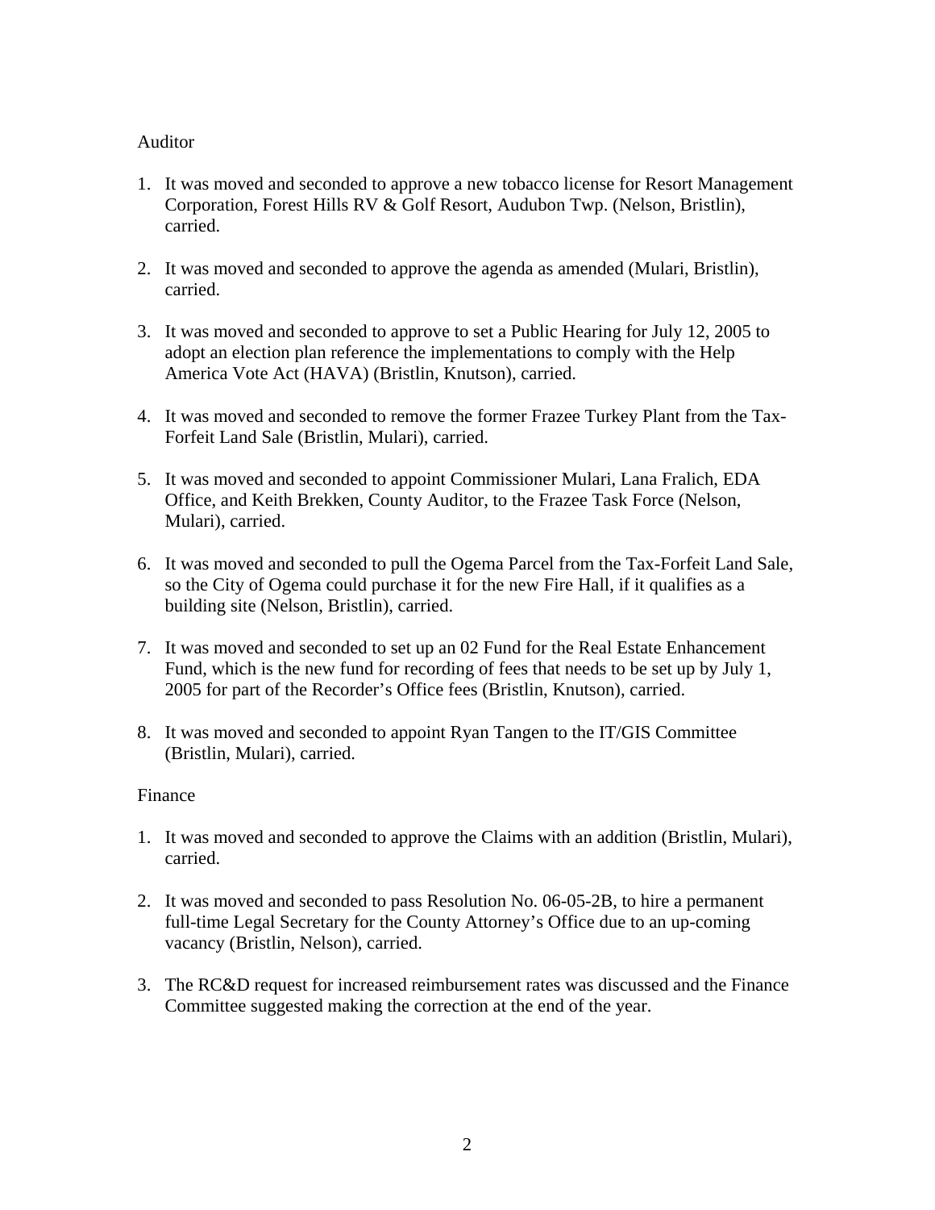Auditor

1. It was moved and seconded to approve a new tobacco license for Resort Management Corporation, Forest Hills RV & Golf Resort, Audubon Twp. (Nelson, Bristlin), carried.

2. It was moved and seconded to approve the agenda as amended (Mulari, Bristlin), carried.

3. It was moved and seconded to approve to set a Public Hearing for July 12, 2005 to adopt an election plan reference the implementations to comply with the Help America Vote Act (HAVA) (Bristlin, Knutson), carried.

4. It was moved and seconded to remove the former Frazee Turkey Plant from the Tax-Forfeit Land Sale (Bristlin, Mulari), carried.

5. It was moved and seconded to appoint Commissioner Mulari, Lana Fralich, EDA Office, and Keith Brekken, County Auditor, to the Frazee Task Force (Nelson, Mulari), carried.

6. It was moved and seconded to pull the Ogema Parcel from the Tax-Forfeit Land Sale, so the City of Ogema could purchase it for the new Fire Hall, if it qualifies as a building site (Nelson, Bristlin), carried.

7. It was moved and seconded to set up an 02 Fund for the Real Estate Enhancement Fund, which is the new fund for recording of fees that needs to be set up by July 1, 2005 for part of the Recorder's Office fees (Bristlin, Knutson), carried.

8. It was moved and seconded to appoint Ryan Tangen to the IT/GIS Committee (Bristlin, Mulari), carried.

Finance

1. It was moved and seconded to approve the Claims with an addition (Bristlin, Mulari), carried.

2. It was moved and seconded to pass Resolution No. 06-05-2B, to hire a permanent full-time Legal Secretary for the County Attorney's Office due to an up-coming vacancy (Bristlin, Nelson), carried.

3. The RC&D request for increased reimbursement rates was discussed and the Finance Committee suggested making the correction at the end of the year.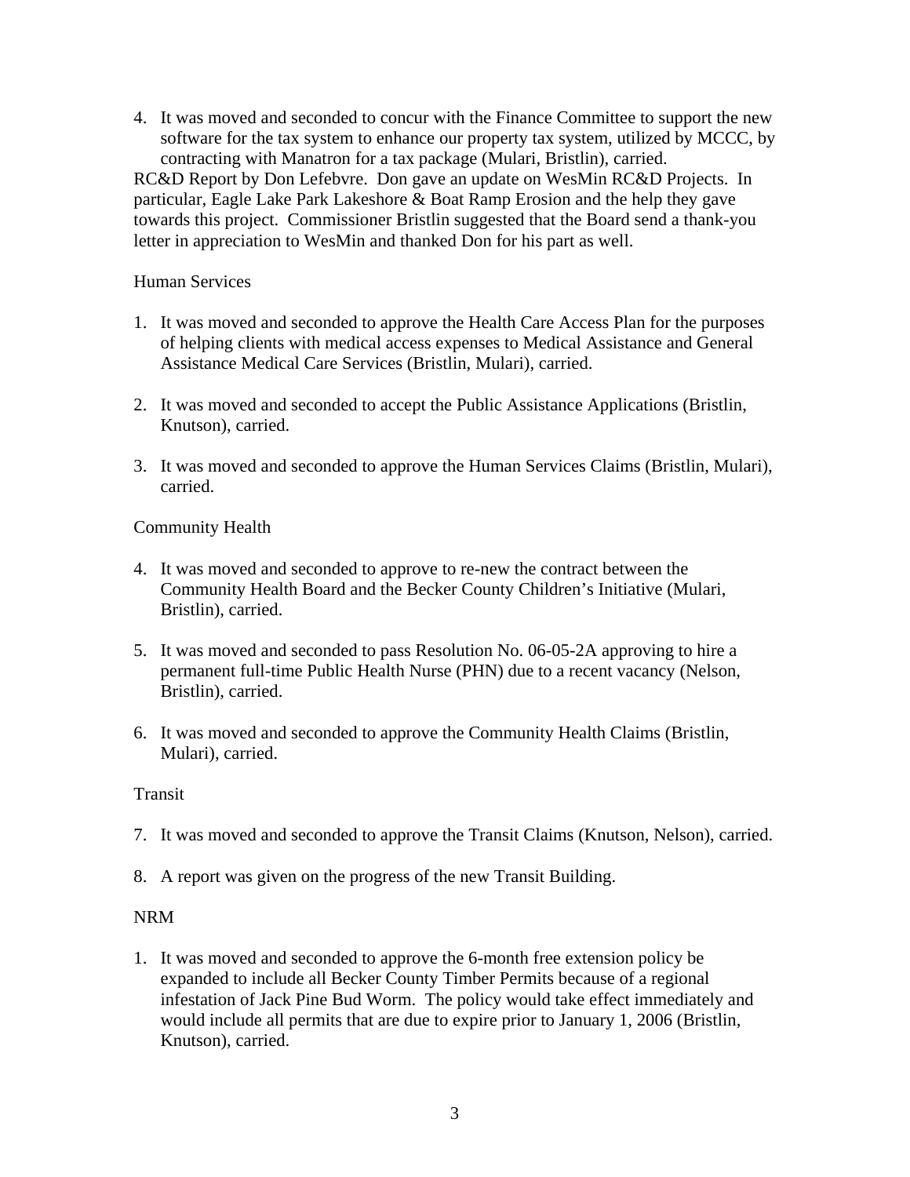4. It was moved and seconded to concur with the Finance Committee to support the new software for the tax system to enhance our property tax system, utilized by MCCC, by contracting with Manatron for a tax package (Mulari, Bristlin), carried.

RC&D Report by Don Lefebvre. Don gave an update on WesMin RC&D Projects. In particular, Eagle Lake Park Lakeshore & Boat Ramp Erosion and the help they gave towards this project. Commissioner Bristlin suggested that the Board send a thank-you letter in appreciation to WesMin and thanked Don for his part as well.

Human Services

1. It was moved and seconded to approve the Health Care Access Plan for the purposes of helping clients with medical access expenses to Medical Assistance and General Assistance Medical Care Services (Bristlin, Mulari), carried.

2. It was moved and seconded to accept the Public Assistance Applications (Bristlin, Knutson), carried.

3. It was moved and seconded to approve the Human Services Claims (Bristlin, Mulari), carried.

Community Health

4. It was moved and seconded to approve to re-new the contract between the Community Health Board and the Becker County Children's Initiative (Mulari, Bristlin), carried.

5. It was moved and seconded to pass Resolution No. 06-05-2A approving to hire a permanent full-time Public Health Nurse (PHN) due to a recent vacancy (Nelson, Bristlin), carried.

6. It was moved and seconded to approve the Community Health Claims (Bristlin, Mulari), carried.

Transit

7. It was moved and seconded to approve the Transit Claims (Knutson, Nelson), carried.

8. A report was given on the progress of the new Transit Building.

NRM

1. It was moved and seconded to approve the 6-month free extension policy be expanded to include all Becker County Timber Permits because of a regional infestation of Jack Pine Bud Worm. The policy would take effect immediately and would include all permits that are due to expire prior to January 1, 2006 (Bristlin, Knutson), carried.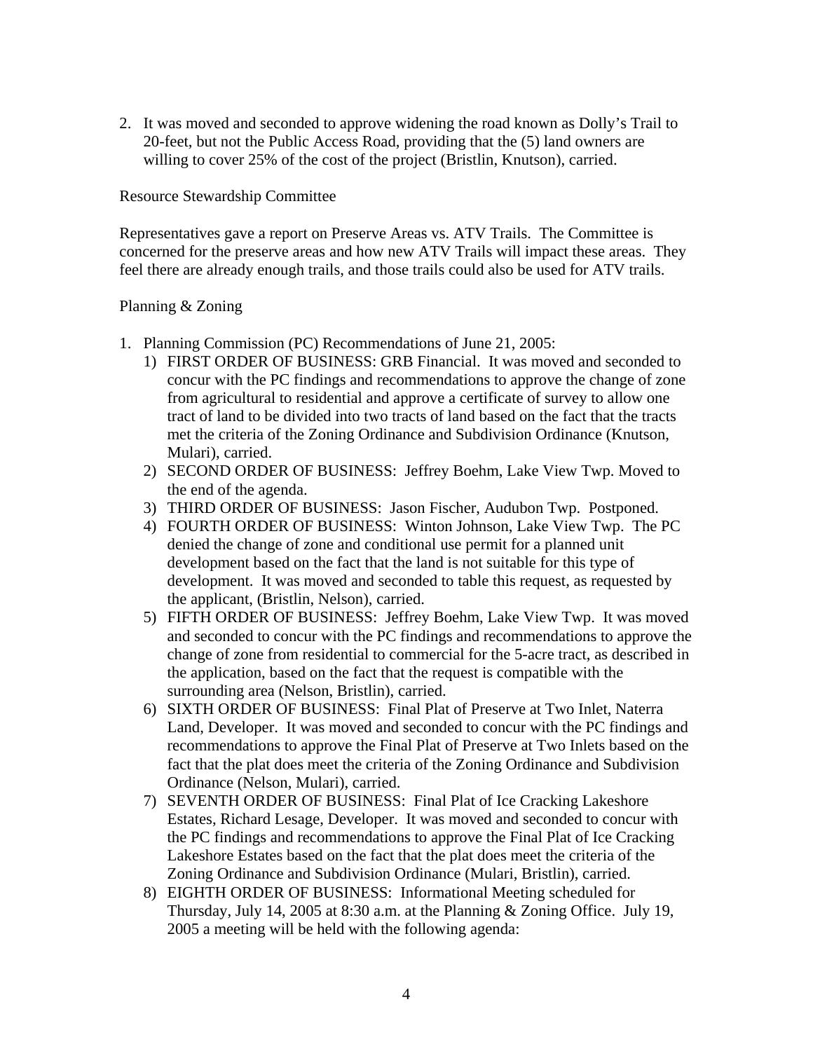2. It was moved and seconded to approve widening the road known as Dolly's Trail to 20-feet, but not the Public Access Road, providing that the (5) land owners are willing to cover 25% of the cost of the project (Bristlin, Knutson), carried.

Resource Stewardship Committee

Representatives gave a report on Preserve Areas vs. ATV Trails. The Committee is concerned for the preserve areas and how new ATV Trails will impact these areas. They feel there are already enough trails, and those trails could also be used for ATV trails.

Planning & Zoning

1. Planning Commission (PC) Recommendations of June 21, 2005:
   1) FIRST ORDER OF BUSINESS: GRB Financial. It was moved and seconded to concur with the PC findings and recommendations to approve the change of zone from agricultural to residential and approve a certificate of survey to allow one tract of land to be divided into two tracts of land based on the fact that the tracts met the criteria of the Zoning Ordinance and Subdivision Ordinance (Knutson, Mulari), carried.
   2) SECOND ORDER OF BUSINESS: Jeffrey Boehm, Lake View Twp. Moved to the end of the agenda.
   3) THIRD ORDER OF BUSINESS: Jason Fischer, Audubon Twp. Postponed.
   4) FOURTH ORDER OF BUSINESS: Winton Johnson, Lake View Twp. The PC denied the change of zone and conditional use permit for a planned unit development based on the fact that the land is not suitable for this type of development. It was moved and seconded to table this request, as requested by the applicant, (Bristlin, Nelson), carried.
   5) FIFTH ORDER OF BUSINESS: Jeffrey Boehm, Lake View Twp. It was moved and seconded to concur with the PC findings and recommendations to approve the change of zone from residential to commercial for the 5-acre tract, as described in the application, based on the fact that the request is compatible with the surrounding area (Nelson, Bristlin), carried.
   6) SIXTH ORDER OF BUSINESS: Final Plat of Preserve at Two Inlet, Naterra Land, Developer. It was moved and seconded to concur with the PC findings and recommendations to approve the Final Plat of Preserve at Two Inlets based on the fact that the plat does meet the criteria of the Zoning Ordinance and Subdivision Ordinance (Nelson, Mulari), carried.
   7) SEVENTH ORDER OF BUSINESS: Final Plat of Ice Cracking Lakeshore Estates, Richard Lesage, Developer. It was moved and seconded to concur with the PC findings and recommendations to approve the Final Plat of Ice Cracking Lakeshore Estates based on the fact that the plat does meet the criteria of the Zoning Ordinance and Subdivision Ordinance (Mulari, Bristlin), carried.
   8) EIGHTH ORDER OF BUSINESS: Informational Meeting scheduled for Thursday, July 14, 2005 at 8:30 a.m. at the Planning & Zoning Office. July 19, 2005 a meeting will be held with the following agenda: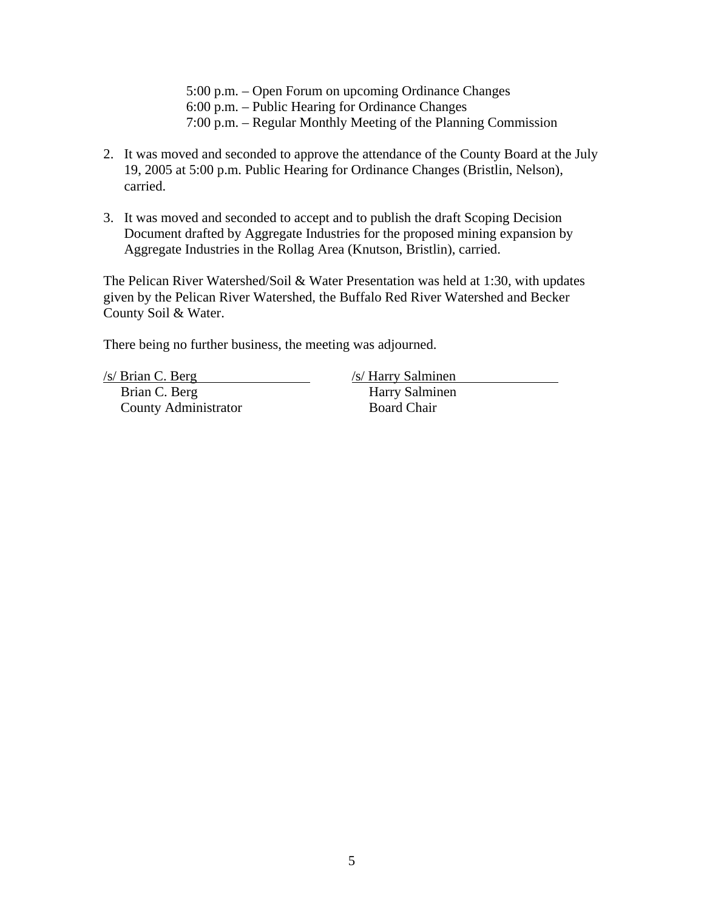5:00 p.m. – Open Forum on upcoming Ordinance Changes
6:00 p.m. – Public Hearing for Ordinance Changes
7:00 p.m. – Regular Monthly Meeting of the Planning Commission

2. It was moved and seconded to approve the attendance of the County Board at the July 19, 2005 at 5:00 p.m. Public Hearing for Ordinance Changes (Bristlin, Nelson), carried.

3. It was moved and seconded to accept and to publish the draft Scoping Decision Document drafted by Aggregate Industries for the proposed mining expansion by Aggregate Industries in the Rollag Area (Knutson, Bristlin), carried.

The Pelican River Watershed/Soil & Water Presentation was held at 1:30, with updates given by the Pelican River Watershed, the Buffalo Red River Watershed and Becker County Soil & Water.

There being no further business, the meeting was adjourned.

| | |
|---|---|
| /s/ Brian C. Berg | /s/ Harry Salminen |
| Brian C. Berg | Harry Salminen |
| County Administrator | Board Chair |